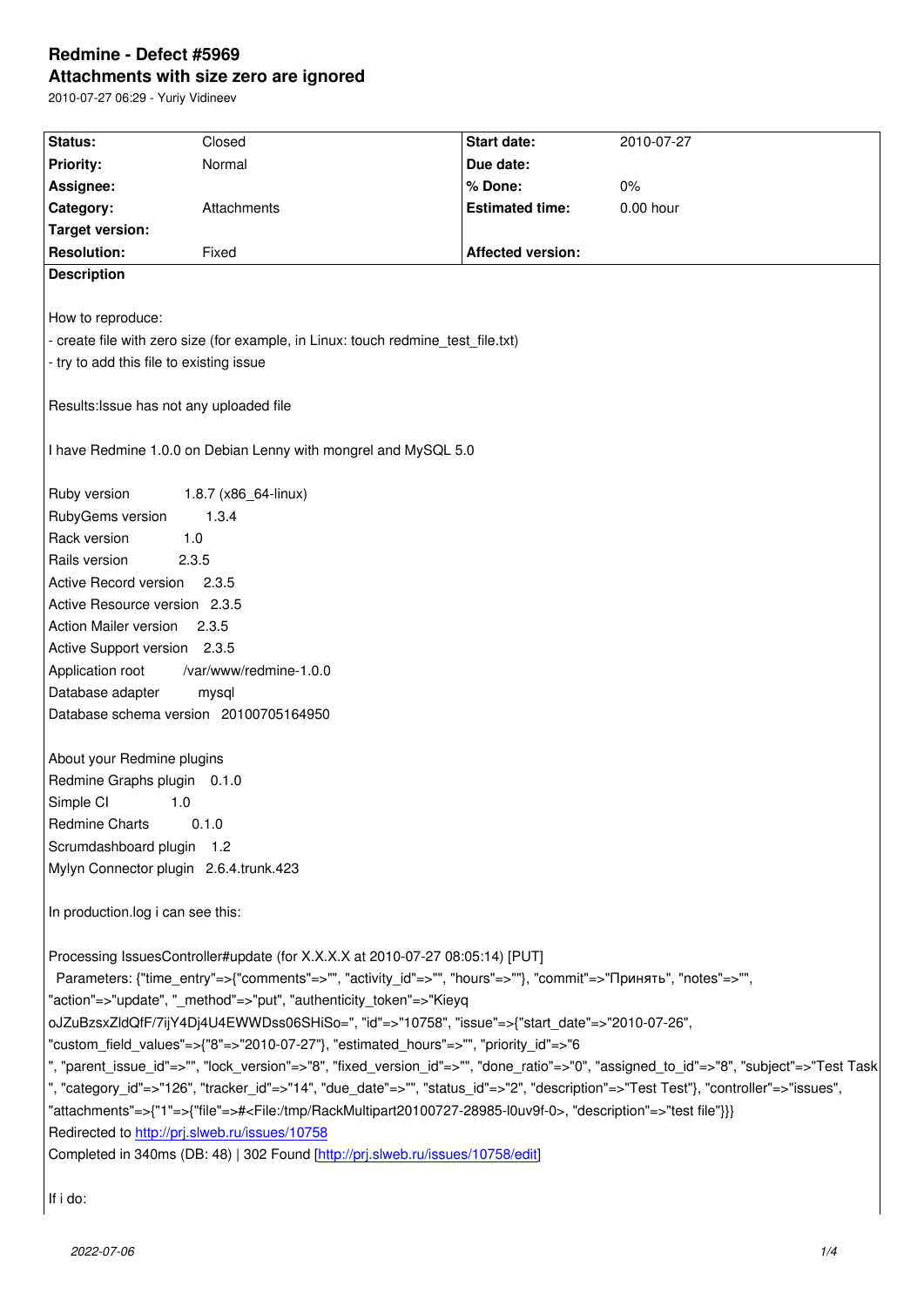# Redmine - Defect #5969

## Attachments with size zero are ignored

2010-07-27 06:29 - Yuriy Vidineev

| Status: | Closed | Start date: | 2010-07-27 |
|---|---|---|---|
| Priority: | Normal | Due date: | |
| Assignee: | | % Done: | 0% |
| Category: | Attachments | Estimated time: | 0.00 hour |
| Target version: | | | |
| Resolution: | Fixed | Affected version: | |

**Description**

How to reproduce:

- create file with zero size (for example, in Linux: touch redmine_test_file.txt)
- try to add this file to existing issue

Results:Issue has not any uploaded file

I have Redmine 1.0.0 on Debian Lenny with mongrel and MySQL 5.0

Ruby version 1.8.7 (x86_64-linux)
RubyGems version 1.3.4
Rack version 1.0
Rails version 2.3.5
Active Record version 2.3.5
Active Resource version 2.3.5
Action Mailer version 2.3.5
Active Support version 2.3.5
Application root /var/www/redmine-1.0.0
Database adapter mysql
Database schema version 20100705164950

About your Redmine plugins
Redmine Graphs plugin 0.1.0
Simple CI 1.0
Redmine Charts 0.1.0
Scrumdashboard plugin 1.2
Mylyn Connector plugin 2.6.4.trunk.423

In production.log i can see this:

```
Processing IssuesController#update (for X.X.X.X at 2010-07-27 08:05:14) [PUT]
  Parameters: {"time_entry"=>{"comments"=>"", "activity_id"=>"", "hours"=>""}, "commit"=>"Принять", "notes"=>"",
"action"=>"update", "_method"=>"put", "authenticity_token"=>"Kieyq
oJZuBzsxZldQfF/7ijY4Dj4U4EWWDss06SHiSo=", "id"=>"10758", "issue"=>{"start_date"=>"2010-07-26",
"custom_field_values"=>{"8"=>"2010-07-27"}, "estimated_hours"=>"", "priority_id"=>"6
", "parent_issue_id"=>"", "lock_version"=>"8", "fixed_version_id"=>"", "done_ratio"=>"0", "assigned_to_id"=>"8", "subject"=>"Test Task
", "category_id"=>"126", "tracker_id"=>"14", "due_date"=>"", "status_id"=>"2", "description"=>"Test Test"}, "controller"=>"issues",
"attachments"=>{"1"=>{"file"=>#<File:/tmp/RackMultipart20100727-28985-l0uv9f-0>, "description"=>"test file"}}}
Redirected to http://prj.slweb.ru/issues/10758
Completed in 340ms (DB: 48) | 302 Found [http://prj.slweb.ru/issues/10758/edit]
```

If i do: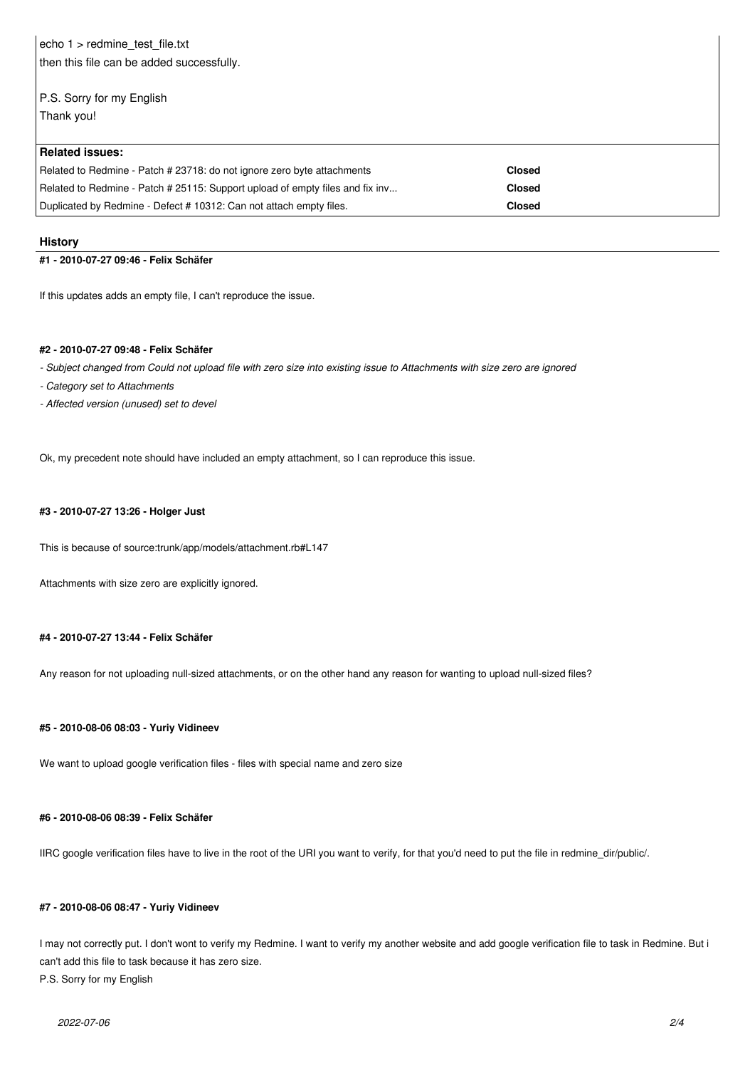echo 1 > redmine_test_file.txt
then this file can be added successfully.

P.S. Sorry for my English
Thank you!

**Related issues:**

| | |
|---|---|
| Related to Redmine - Patch # 23718: do not ignore zero byte attachments | **Closed** |
| Related to Redmine - Patch # 25115: Support upload of empty files and fix inv... | **Closed** |
| Duplicated by Redmine - Defect # 10312: Can not attach empty files. | **Closed** |

## History

### #1 - 2010-07-27 09:46 - Felix Schäfer

If this updates adds an empty file, I can't reproduce the issue.

### #2 - 2010-07-27 09:48 - Felix Schäfer

- *Subject changed from Could not upload file with zero size into existing issue to Attachments with size zero are ignored*
- *Category set to Attachments*
- *Affected version (unused) set to devel*

Ok, my precedent note should have included an empty attachment, so I can reproduce this issue.

### #3 - 2010-07-27 13:26 - Holger Just

This is because of source:trunk/app/models/attachment.rb#L147

Attachments with size zero are explicitly ignored.

### #4 - 2010-07-27 13:44 - Felix Schäfer

Any reason for not uploading null-sized attachments, or on the other hand any reason for wanting to upload null-sized files?

### #5 - 2010-08-06 08:03 - Yuriy Vidineev

We want to upload google verification files - files with special name and zero size

### #6 - 2010-08-06 08:39 - Felix Schäfer

IIRC google verification files have to live in the root of the URI you want to verify, for that you'd need to put the file in redmine_dir/public/.

### #7 - 2010-08-06 08:47 - Yuriy Vidineev

I may not correctly put. I don't wont to verify my Redmine. I want to verify my another website and add google verification file to task in Redmine. But i can't add this file to task because it has zero size.
P.S. Sorry for my English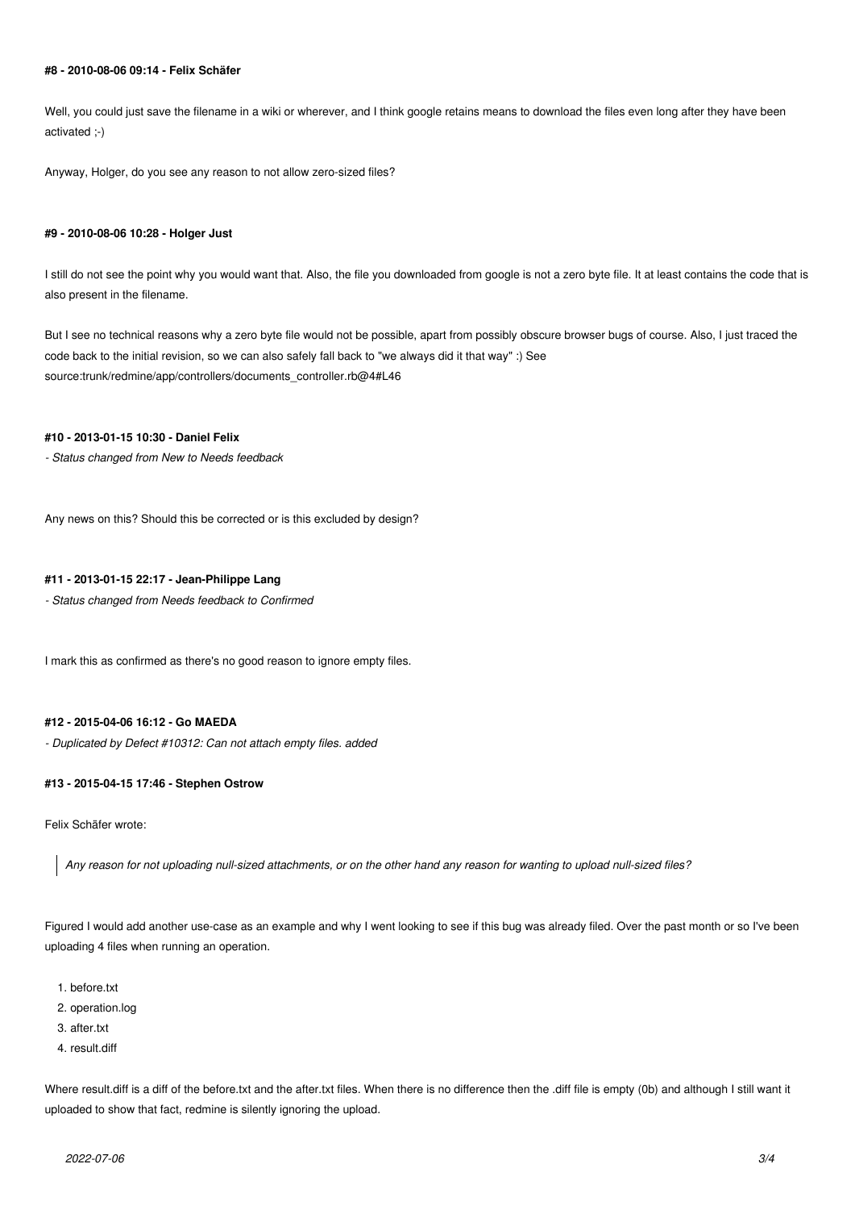#### #8 - 2010-08-06 09:14 - Felix Schäfer

Well, you could just save the filename in a wiki or wherever, and I think google retains means to download the files even long after they have been activated ;-)

Anyway, Holger, do you see any reason to not allow zero-sized files?

#### #9 - 2010-08-06 10:28 - Holger Just

I still do not see the point why you would want that. Also, the file you downloaded from google is not a zero byte file. It at least contains the code that is also present in the filename.

But I see no technical reasons why a zero byte file would not be possible, apart from possibly obscure browser bugs of course. Also, I just traced the code back to the initial revision, so we can also safely fall back to "we always did it that way" :) See source:trunk/redmine/app/controllers/documents_controller.rb@4#L46

#### #10 - 2013-01-15 10:30 - Daniel Felix

*- Status changed from New to Needs feedback*

Any news on this? Should this be corrected or is this excluded by design?

#### #11 - 2013-01-15 22:17 - Jean-Philippe Lang

*- Status changed from Needs feedback to Confirmed*

I mark this as confirmed as there's no good reason to ignore empty files.

#### #12 - 2015-04-06 16:12 - Go MAEDA

*- Duplicated by Defect #10312: Can not attach empty files. added*

#### #13 - 2015-04-15 17:46 - Stephen Ostrow

Felix Schäfer wrote:

> *Any reason for not uploading null-sized attachments, or on the other hand any reason for wanting to upload null-sized files?*

Figured I would add another use-case as an example and why I went looking to see if this bug was already filed. Over the past month or so I've been uploading 4 files when running an operation.

1. before.txt
2. operation.log
3. after.txt
4. result.diff

Where result.diff is a diff of the before.txt and the after.txt files. When there is no difference then the .diff file is empty (0b) and although I still want it uploaded to show that fact, redmine is silently ignoring the upload.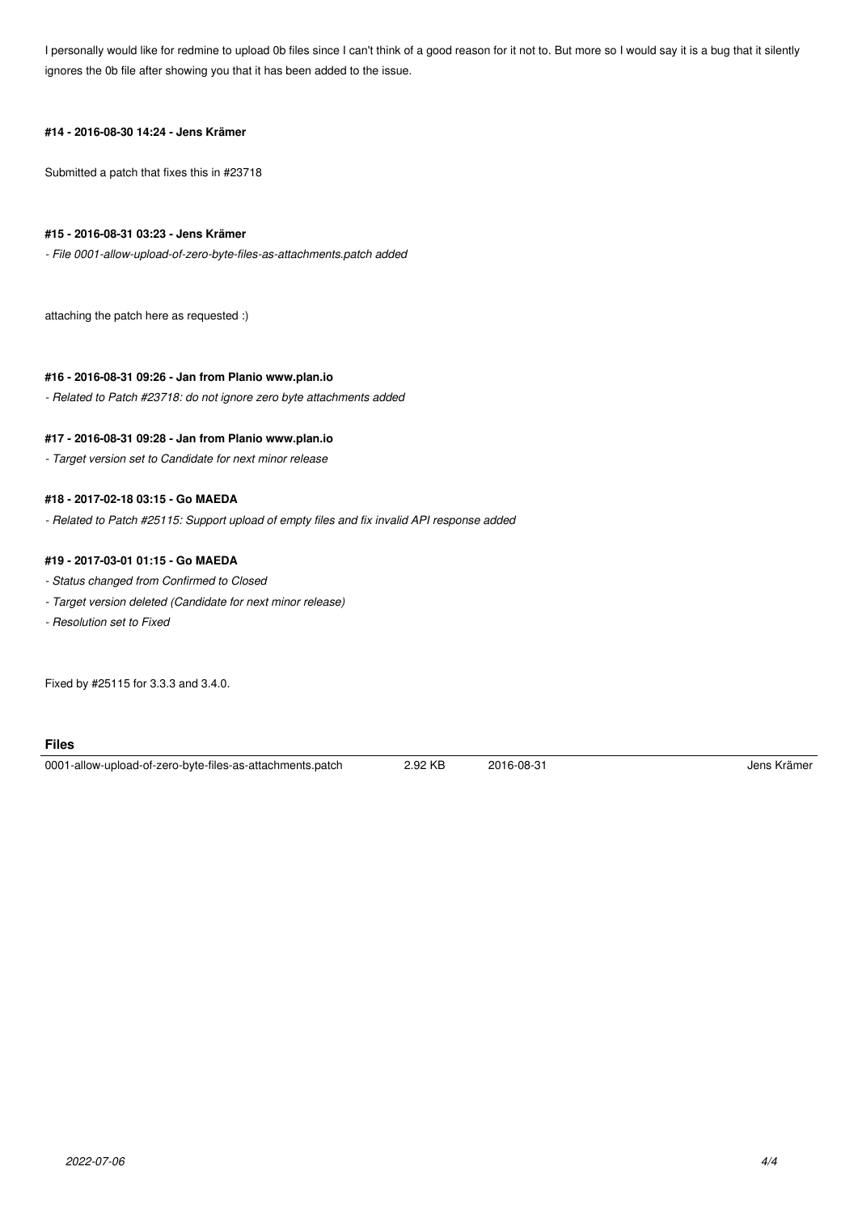I personally would like for redmine to upload 0b files since I can't think of a good reason for it not to. But more so I would say it is a bug that it silently ignores the 0b file after showing you that it has been added to the issue.

#### #14 - 2016-08-30 14:24 - Jens Krämer

Submitted a patch that fixes this in #23718

#### #15 - 2016-08-31 03:23 - Jens Krämer

*- File 0001-allow-upload-of-zero-byte-files-as-attachments.patch added*

attaching the patch here as requested :)

#### #16 - 2016-08-31 09:26 - Jan from Planio www.plan.io

*- Related to Patch #23718: do not ignore zero byte attachments added*

#### #17 - 2016-08-31 09:28 - Jan from Planio www.plan.io

*- Target version set to Candidate for next minor release*

#### #18 - 2017-02-18 03:15 - Go MAEDA

*- Related to Patch #25115: Support upload of empty files and fix invalid API response added*

#### #19 - 2017-03-01 01:15 - Go MAEDA

*- Status changed from Confirmed to Closed*

*- Target version deleted (Candidate for next minor release)*

*- Resolution set to Fixed*

Fixed by #25115 for 3.3.3 and 3.4.0.

### Files

| | | | |
|---|---|---|---|
| 0001-allow-upload-of-zero-byte-files-as-attachments.patch | 2.92 KB | 2016-08-31 | Jens Krämer |